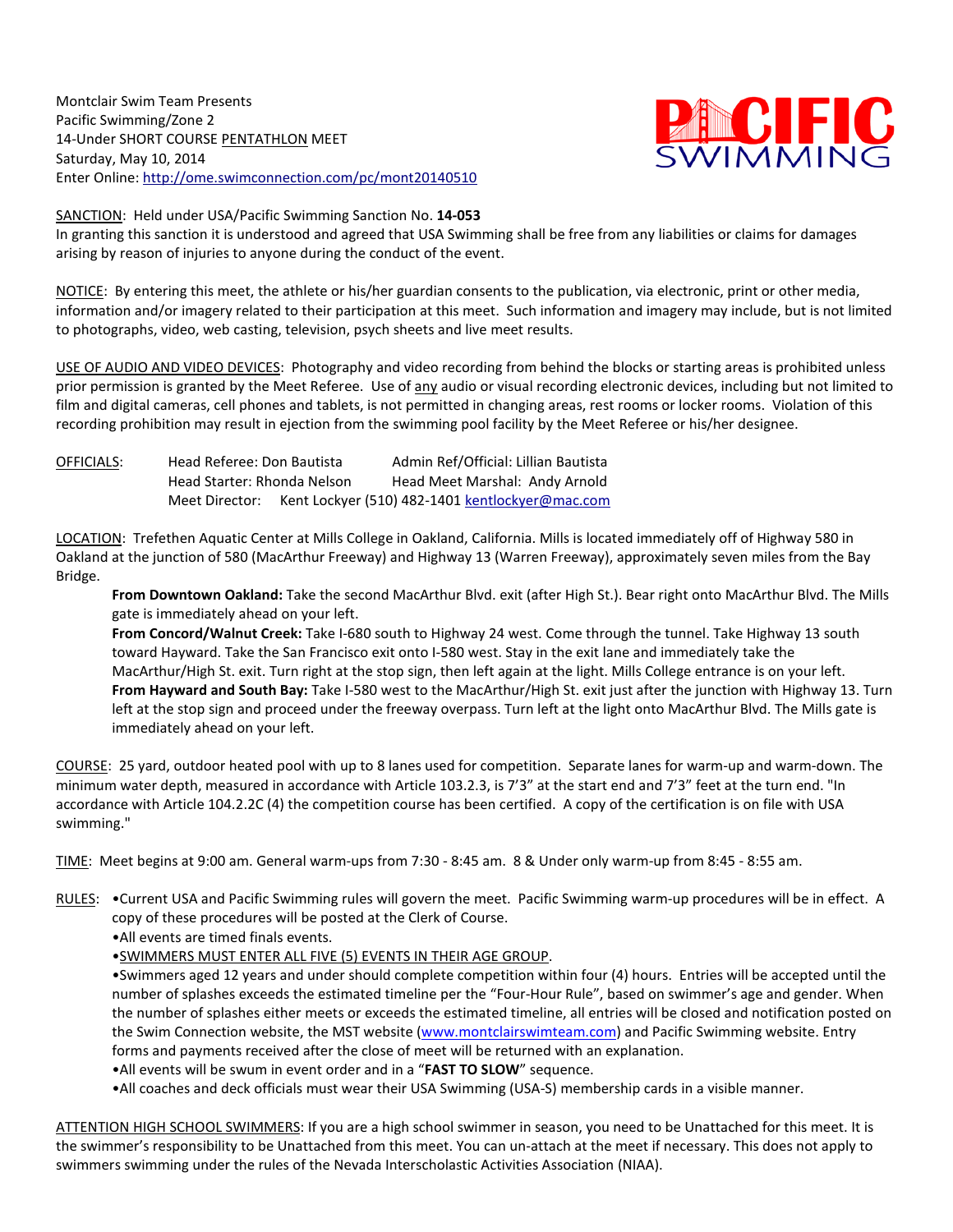Montclair Swim Team Presents
Pacific Swimming/Zone 2
14-Under SHORT COURSE PENTATHLON MEET
Saturday, May 10, 2014
Enter Online: http://ome.swimconnection.com/pc/mont20140510

PACIFIC SWIMMING

SANCTION: Held under USA/Pacific Swimming Sanction No. **14-053**
In granting this sanction it is understood and agreed that USA Swimming shall be free from any liabilities or claims for damages arising by reason of injuries to anyone during the conduct of the event.

NOTICE: By entering this meet, the athlete or his/her guardian consents to the publication, via electronic, print or other media, information and/or imagery related to their participation at this meet. Such information and imagery may include, but is not limited to photographs, video, web casting, television, psych sheets and live meet results.

USE OF AUDIO AND VIDEO DEVICES: Photography and video recording from behind the blocks or starting areas is prohibited unless prior permission is granted by the Meet Referee. Use of any audio or visual recording electronic devices, including but not limited to film and digital cameras, cell phones and tablets, is not permitted in changing areas, rest rooms or locker rooms. Violation of this recording prohibition may result in ejection from the swimming pool facility by the Meet Referee or his/her designee.

OFFICIALS: Head Referee: Don Bautista — Admin Ref/Official: Lillian Bautista
Head Starter: Rhonda Nelson — Head Meet Marshal: Andy Arnold
Meet Director: Kent Lockyer (510) 482-1401 kentlockyer@mac.com

LOCATION: Trefethen Aquatic Center at Mills College in Oakland, California. Mills is located immediately off of Highway 580 in Oakland at the junction of 580 (MacArthur Freeway) and Highway 13 (Warren Freeway), approximately seven miles from the Bay Bridge.

**From Downtown Oakland:** Take the second MacArthur Blvd. exit (after High St.). Bear right onto MacArthur Blvd. The Mills gate is immediately ahead on your left.

**From Concord/Walnut Creek:** Take I-680 south to Highway 24 west. Come through the tunnel. Take Highway 13 south toward Hayward. Take the San Francisco exit onto I-580 west. Stay in the exit lane and immediately take the MacArthur/High St. exit. Turn right at the stop sign, then left again at the light. Mills College entrance is on your left.

**From Hayward and South Bay:** Take I-580 west to the MacArthur/High St. exit just after the junction with Highway 13. Turn left at the stop sign and proceed under the freeway overpass. Turn left at the light onto MacArthur Blvd. The Mills gate is immediately ahead on your left.

COURSE: 25 yard, outdoor heated pool with up to 8 lanes used for competition. Separate lanes for warm-up and warm-down. The minimum water depth, measured in accordance with Article 103.2.3, is 7'3" at the start end and 7'3" feet at the turn end. "In accordance with Article 104.2.2C (4) the competition course has been certified. A copy of the certification is on file with USA swimming."

TIME: Meet begins at 9:00 am. General warm-ups from 7:30 - 8:45 am. 8 & Under only warm-up from 8:45 - 8:55 am.

RULES:
- Current USA and Pacific Swimming rules will govern the meet. Pacific Swimming warm-up procedures will be in effect. A copy of these procedures will be posted at the Clerk of Course.
- All events are timed finals events.
- SWIMMERS MUST ENTER ALL FIVE (5) EVENTS IN THEIR AGE GROUP.
- Swimmers aged 12 years and under should complete competition within four (4) hours. Entries will be accepted until the number of splashes exceeds the estimated timeline per the "Four-Hour Rule", based on swimmer's age and gender. When the number of splashes either meets or exceeds the estimated timeline, all entries will be closed and notification posted on the Swim Connection website, the MST website (www.montclairswimteam.com) and Pacific Swimming website. Entry forms and payments received after the close of meet will be returned with an explanation.
- All events will be swum in event order and in a "**FAST TO SLOW**" sequence.
- All coaches and deck officials must wear their USA Swimming (USA-S) membership cards in a visible manner.

ATTENTION HIGH SCHOOL SWIMMERS: If you are a high school swimmer in season, you need to be Unattached for this meet. It is the swimmer's responsibility to be Unattached from this meet. You can un-attach at the meet if necessary. This does not apply to swimmers swimming under the rules of the Nevada Interscholastic Activities Association (NIAA).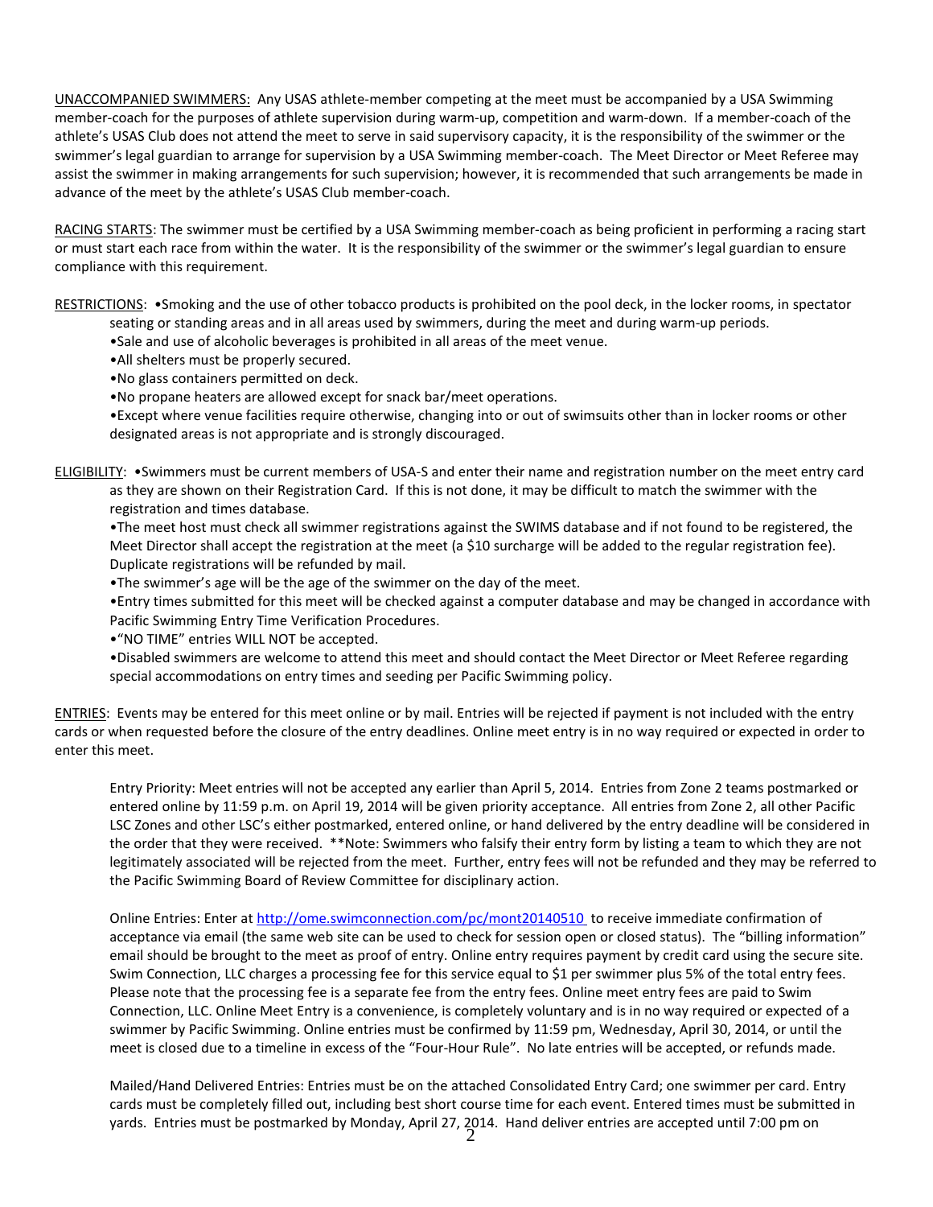UNACCOMPANIED SWIMMERS: Any USAS athlete-member competing at the meet must be accompanied by a USA Swimming member-coach for the purposes of athlete supervision during warm-up, competition and warm-down. If a member-coach of the athlete's USAS Club does not attend the meet to serve in said supervisory capacity, it is the responsibility of the swimmer or the swimmer's legal guardian to arrange for supervision by a USA Swimming member-coach. The Meet Director or Meet Referee may assist the swimmer in making arrangements for such supervision; however, it is recommended that such arrangements be made in advance of the meet by the athlete's USAS Club member-coach.

RACING STARTS: The swimmer must be certified by a USA Swimming member-coach as being proficient in performing a racing start or must start each race from within the water. It is the responsibility of the swimmer or the swimmer's legal guardian to ensure compliance with this requirement.

RESTRICTIONS: •Smoking and the use of other tobacco products is prohibited on the pool deck, in the locker rooms, in spectator seating or standing areas and in all areas used by swimmers, during the meet and during warm-up periods.

•Sale and use of alcoholic beverages is prohibited in all areas of the meet venue.

•All shelters must be properly secured.

•No glass containers permitted on deck.

•No propane heaters are allowed except for snack bar/meet operations.

•Except where venue facilities require otherwise, changing into or out of swimsuits other than in locker rooms or other designated areas is not appropriate and is strongly discouraged.

ELIGIBILITY: •Swimmers must be current members of USA-S and enter their name and registration number on the meet entry card as they are shown on their Registration Card. If this is not done, it may be difficult to match the swimmer with the registration and times database.

•The meet host must check all swimmer registrations against the SWIMS database and if not found to be registered, the Meet Director shall accept the registration at the meet (a $10 surcharge will be added to the regular registration fee). Duplicate registrations will be refunded by mail.

•The swimmer's age will be the age of the swimmer on the day of the meet.

•Entry times submitted for this meet will be checked against a computer database and may be changed in accordance with Pacific Swimming Entry Time Verification Procedures.

•"NO TIME" entries WILL NOT be accepted.

•Disabled swimmers are welcome to attend this meet and should contact the Meet Director or Meet Referee regarding special accommodations on entry times and seeding per Pacific Swimming policy.

ENTRIES: Events may be entered for this meet online or by mail. Entries will be rejected if payment is not included with the entry cards or when requested before the closure of the entry deadlines. Online meet entry is in no way required or expected in order to enter this meet.

Entry Priority: Meet entries will not be accepted any earlier than April 5, 2014. Entries from Zone 2 teams postmarked or entered online by 11:59 p.m. on April 19, 2014 will be given priority acceptance. All entries from Zone 2, all other Pacific LSC Zones and other LSC's either postmarked, entered online, or hand delivered by the entry deadline will be considered in the order that they were received. **Note: Swimmers who falsify their entry form by listing a team to which they are not legitimately associated will be rejected from the meet. Further, entry fees will not be refunded and they may be referred to the Pacific Swimming Board of Review Committee for disciplinary action.

Online Entries: Enter at http://ome.swimconnection.com/pc/mont20140510 to receive immediate confirmation of acceptance via email (the same web site can be used to check for session open or closed status). The "billing information" email should be brought to the meet as proof of entry. Online entry requires payment by credit card using the secure site. Swim Connection, LLC charges a processing fee for this service equal to $1 per swimmer plus 5% of the total entry fees. Please note that the processing fee is a separate fee from the entry fees. Online meet entry fees are paid to Swim Connection, LLC. Online Meet Entry is a convenience, is completely voluntary and is in no way required or expected of a swimmer by Pacific Swimming. Online entries must be confirmed by 11:59 pm, Wednesday, April 30, 2014, or until the meet is closed due to a timeline in excess of the "Four-Hour Rule". No late entries will be accepted, or refunds made.

Mailed/Hand Delivered Entries: Entries must be on the attached Consolidated Entry Card; one swimmer per card. Entry cards must be completely filled out, including best short course time for each event. Entered times must be submitted in yards. Entries must be postmarked by Monday, April 27, 2014. Hand deliver entries are accepted until 7:00 pm on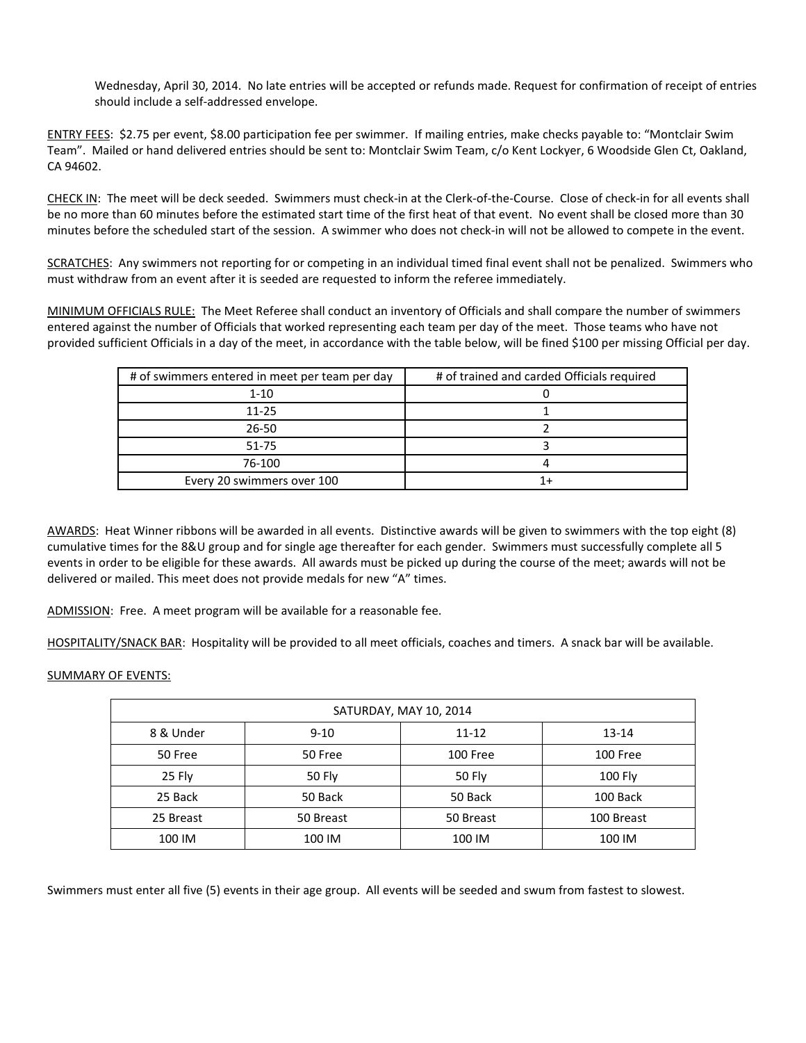Wednesday, April 30, 2014. No late entries will be accepted or refunds made. Request for confirmation of receipt of entries should include a self-addressed envelope.

ENTRY FEES: $2.75 per event, $8.00 participation fee per swimmer. If mailing entries, make checks payable to: "Montclair Swim Team". Mailed or hand delivered entries should be sent to: Montclair Swim Team, c/o Kent Lockyer, 6 Woodside Glen Ct, Oakland, CA 94602.

CHECK IN: The meet will be deck seeded. Swimmers must check-in at the Clerk-of-the-Course. Close of check-in for all events shall be no more than 60 minutes before the estimated start time of the first heat of that event. No event shall be closed more than 30 minutes before the scheduled start of the session. A swimmer who does not check-in will not be allowed to compete in the event.

SCRATCHES: Any swimmers not reporting for or competing in an individual timed final event shall not be penalized. Swimmers who must withdraw from an event after it is seeded are requested to inform the referee immediately.

MINIMUM OFFICIALS RULE: The Meet Referee shall conduct an inventory of Officials and shall compare the number of swimmers entered against the number of Officials that worked representing each team per day of the meet. Those teams who have not provided sufficient Officials in a day of the meet, in accordance with the table below, will be fined $100 per missing Official per day.

| # of swimmers entered in meet per team per day | # of trained and carded Officials required |
| --- | --- |
| 1-10 | 0 |
| 11-25 | 1 |
| 26-50 | 2 |
| 51-75 | 3 |
| 76-100 | 4 |
| Every 20 swimmers over 100 | 1+ |

AWARDS: Heat Winner ribbons will be awarded in all events. Distinctive awards will be given to swimmers with the top eight (8) cumulative times for the 8&U group and for single age thereafter for each gender. Swimmers must successfully complete all 5 events in order to be eligible for these awards. All awards must be picked up during the course of the meet; awards will not be delivered or mailed. This meet does not provide medals for new "A" times.

ADMISSION: Free. A meet program will be available for a reasonable fee.

HOSPITALITY/SNACK BAR: Hospitality will be provided to all meet officials, coaches and timers. A snack bar will be available.

SUMMARY OF EVENTS:

| SATURDAY, MAY 10, 2014 | | | |
| --- | --- | --- | --- |
| 8 & Under | 9-10 | 11-12 | 13-14 |
| 50 Free | 50 Free | 100 Free | 100 Free |
| 25 Fly | 50 Fly | 50 Fly | 100 Fly |
| 25 Back | 50 Back | 50 Back | 100 Back |
| 25 Breast | 50 Breast | 50 Breast | 100 Breast |
| 100 IM | 100 IM | 100 IM | 100 IM |

Swimmers must enter all five (5) events in their age group. All events will be seeded and swum from fastest to slowest.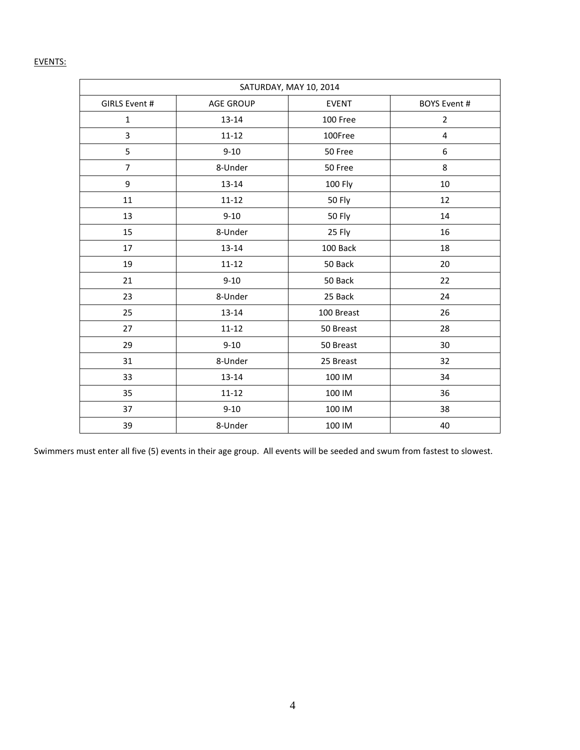EVENTS:

| SATURDAY, MAY 10, 2014 | | | |
|---|---|---|---|
| GIRLS Event # | AGE GROUP | EVENT | BOYS Event # |
| 1 | 13-14 | 100 Free | 2 |
| 3 | 11-12 | 100Free | 4 |
| 5 | 9-10 | 50 Free | 6 |
| 7 | 8-Under | 50 Free | 8 |
| 9 | 13-14 | 100 Fly | 10 |
| 11 | 11-12 | 50 Fly | 12 |
| 13 | 9-10 | 50 Fly | 14 |
| 15 | 8-Under | 25 Fly | 16 |
| 17 | 13-14 | 100 Back | 18 |
| 19 | 11-12 | 50 Back | 20 |
| 21 | 9-10 | 50 Back | 22 |
| 23 | 8-Under | 25 Back | 24 |
| 25 | 13-14 | 100 Breast | 26 |
| 27 | 11-12 | 50 Breast | 28 |
| 29 | 9-10 | 50 Breast | 30 |
| 31 | 8-Under | 25 Breast | 32 |
| 33 | 13-14 | 100 IM | 34 |
| 35 | 11-12 | 100 IM | 36 |
| 37 | 9-10 | 100 IM | 38 |
| 39 | 8-Under | 100 IM | 40 |

Swimmers must enter all five (5) events in their age group. All events will be seeded and swum from fastest to slowest.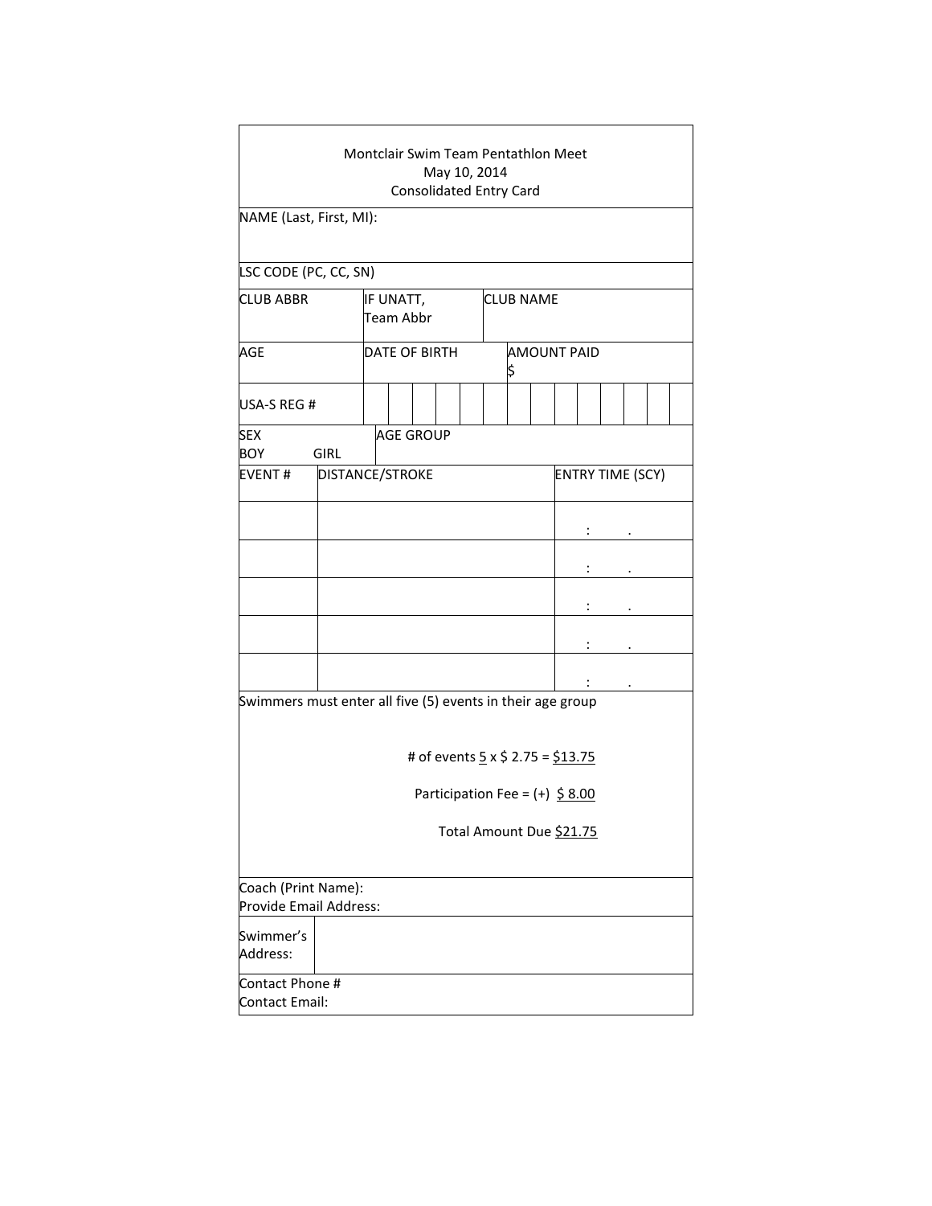Montclair Swim Team Pentathlon Meet
May 10, 2014
Consolidated Entry Card

NAME (Last, First, MI):

LSC CODE (PC, CC, SN)

| CLUB ABBR | IF UNATT, Team Abbr | CLUB NAME |
|---|---|---|
| | | |

| AGE | DATE OF BIRTH | AMOUNT PAID $ |
|---|---|---|
| | | |

USA-S REG #

| SEX BOY GIRL | AGE GROUP |
|---|---|
| | |

| EVENT # | DISTANCE/STROKE | ENTRY TIME (SCY) |
|---|---|---|
| | | : . |
| | | : . |
| | | : . |
| | | : . |
| | | : . |

Swimmers must enter all five (5) events in their age group

# of events 5 x $ 2.75 = $13.75

Participation Fee = (+) $ 8.00

Total Amount Due $21.75

Coach (Print Name):
Provide Email Address:

Swimmer's Address:

Contact Phone #
Contact Email: